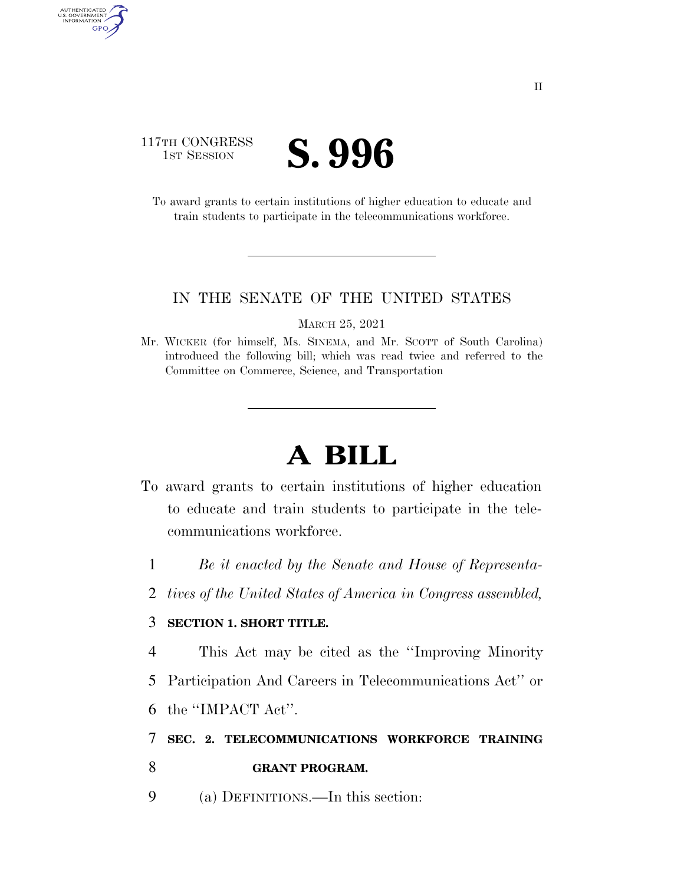117TH CONGRESS
1ST SESSION

# S. 996

To award grants to certain institutions of higher education to educate and train students to participate in the telecommunications workforce.

IN THE SENATE OF THE UNITED STATES

MARCH 25, 2021

Mr. WICKER (for himself, Ms. SINEMA, and Mr. SCOTT of South Carolina) introduced the following bill; which was read twice and referred to the Committee on Commerce, Science, and Transportation

# A BILL

To award grants to certain institutions of higher education to educate and train students to participate in the telecommunications workforce.

1 *Be it enacted by the Senate and House of Representa-*
2 *tives of the United States of America in Congress assembled,*

3 **SECTION 1. SHORT TITLE.**

4 This Act may be cited as the "Improving Minority
5 Participation And Careers in Telecommunications Act" or
6 the "IMPACT Act".

7 **SEC. 2. TELECOMMUNICATIONS WORKFORCE TRAINING**
8 **GRANT PROGRAM.**

9 (a) DEFINITIONS.—In this section: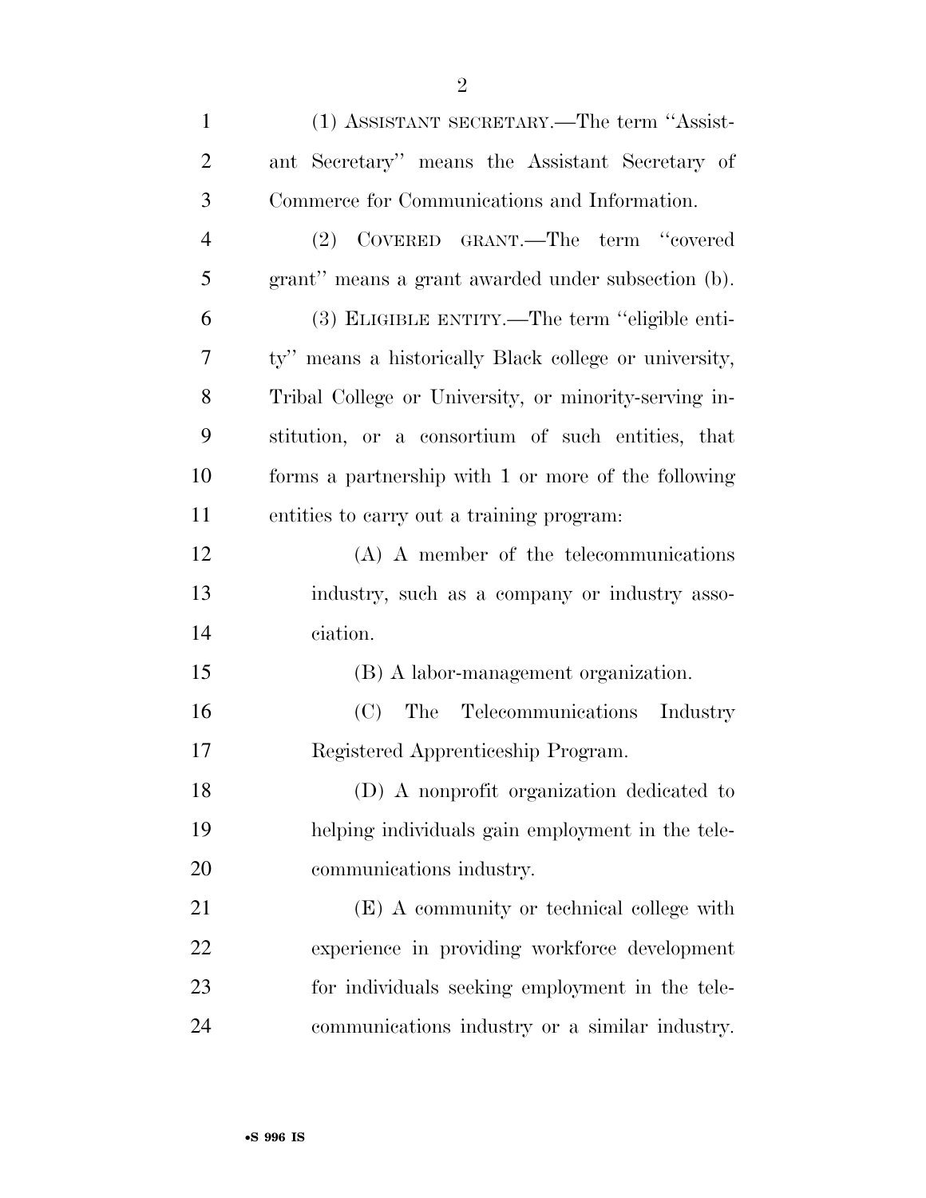(1) ASSISTANT SECRETARY.—The term "Assistant Secretary" means the Assistant Secretary of Commerce for Communications and Information.

(2) COVERED GRANT.—The term "covered grant" means a grant awarded under subsection (b).

(3) ELIGIBLE ENTITY.—The term "eligible entity" means a historically Black college or university, Tribal College or University, or minority-serving institution, or a consortium of such entities, that forms a partnership with 1 or more of the following entities to carry out a training program:

(A) A member of the telecommunications industry, such as a company or industry association.

(B) A labor-management organization.

(C) The Telecommunications Industry Registered Apprenticeship Program.

(D) A nonprofit organization dedicated to helping individuals gain employment in the telecommunications industry.

(E) A community or technical college with experience in providing workforce development for individuals seeking employment in the telecommunications industry or a similar industry.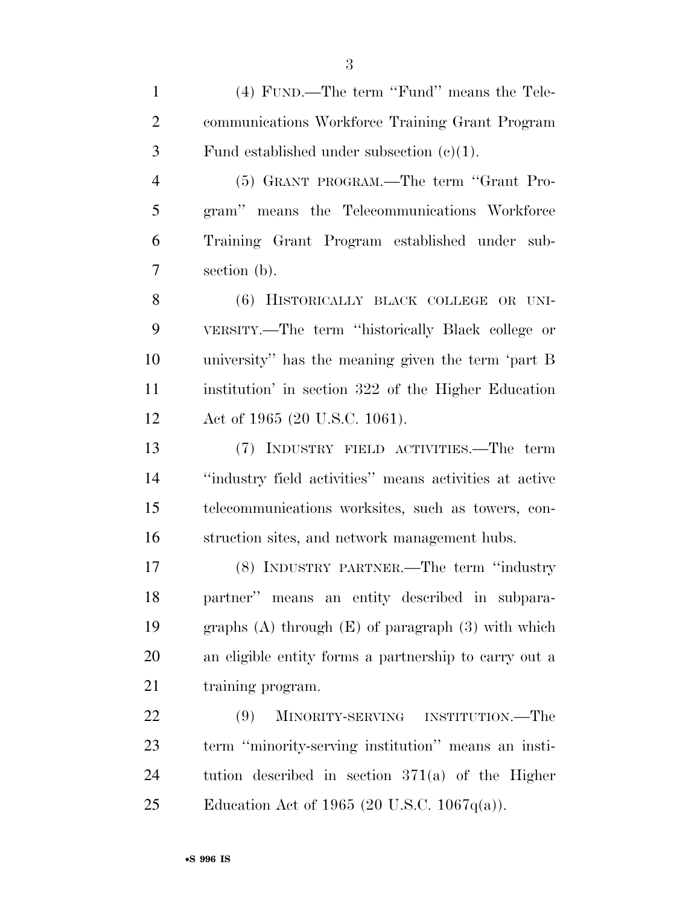(4) FUND.—The term ''Fund'' means the Telecommunications Workforce Training Grant Program Fund established under subsection (c)(1).

(5) GRANT PROGRAM.—The term ''Grant Program'' means the Telecommunications Workforce Training Grant Program established under subsection (b).

(6) HISTORICALLY BLACK COLLEGE OR UNIVERSITY.—The term ''historically Black college or university'' has the meaning given the term 'part B institution' in section 322 of the Higher Education Act of 1965 (20 U.S.C. 1061).

(7) INDUSTRY FIELD ACTIVITIES.—The term ''industry field activities'' means activities at active telecommunications worksites, such as towers, construction sites, and network management hubs.

(8) INDUSTRY PARTNER.—The term ''industry partner'' means an entity described in subparagraphs (A) through (E) of paragraph (3) with which an eligible entity forms a partnership to carry out a training program.

(9) MINORITY-SERVING INSTITUTION.—The term ''minority-serving institution'' means an institution described in section 371(a) of the Higher Education Act of 1965 (20 U.S.C. 1067q(a)).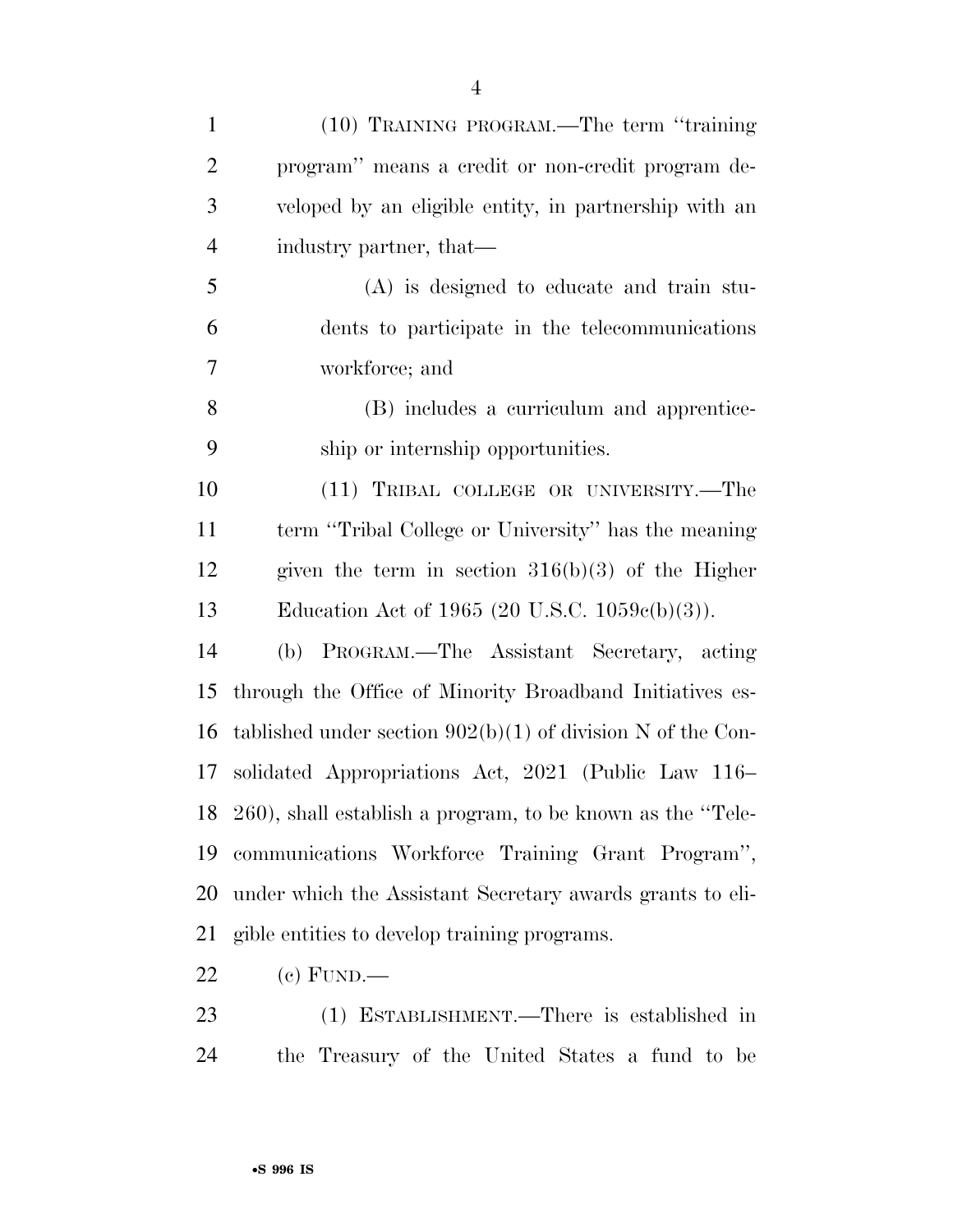(10) TRAINING PROGRAM.—The term "training program" means a credit or non-credit program developed by an eligible entity, in partnership with an industry partner, that—

(A) is designed to educate and train students to participate in the telecommunications workforce; and

(B) includes a curriculum and apprenticeship or internship opportunities.

(11) TRIBAL COLLEGE OR UNIVERSITY.—The term "Tribal College or University" has the meaning given the term in section 316(b)(3) of the Higher Education Act of 1965 (20 U.S.C. 1059c(b)(3)).

(b) PROGRAM.—The Assistant Secretary, acting through the Office of Minority Broadband Initiatives established under section 902(b)(1) of division N of the Consolidated Appropriations Act, 2021 (Public Law 116–260), shall establish a program, to be known as the "Telecommunications Workforce Training Grant Program", under which the Assistant Secretary awards grants to eligible entities to develop training programs.

(c) FUND.—

(1) ESTABLISHMENT.—There is established in the Treasury of the United States a fund to be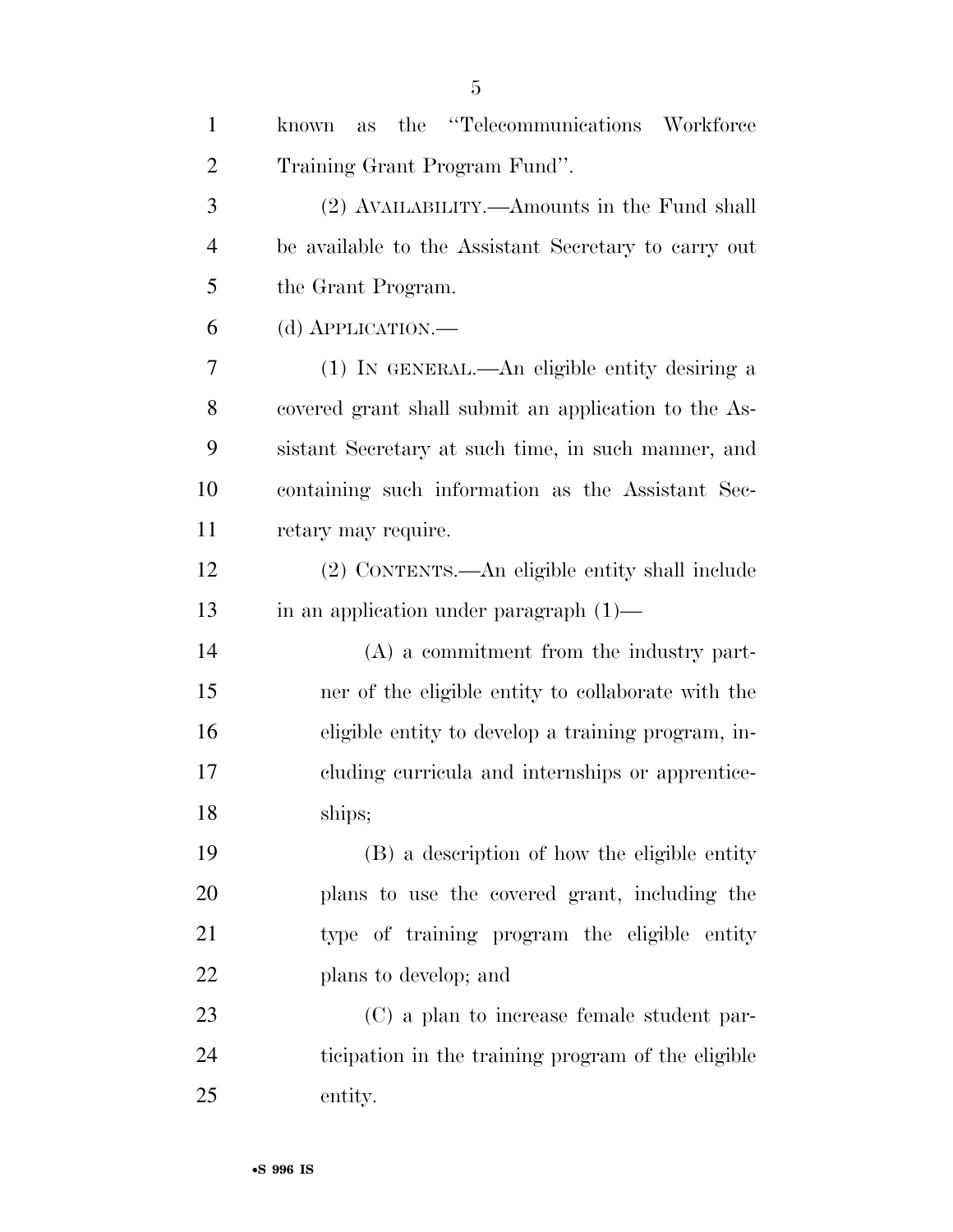known as the "Telecommunications Workforce Training Grant Program Fund".

(2) AVAILABILITY.—Amounts in the Fund shall be available to the Assistant Secretary to carry out the Grant Program.

(d) APPLICATION.—

(1) IN GENERAL.—An eligible entity desiring a covered grant shall submit an application to the Assistant Secretary at such time, in such manner, and containing such information as the Assistant Secretary may require.

(2) CONTENTS.—An eligible entity shall include in an application under paragraph (1)—

(A) a commitment from the industry partner of the eligible entity to collaborate with the eligible entity to develop a training program, including curricula and internships or apprenticeships;

(B) a description of how the eligible entity plans to use the covered grant, including the type of training program the eligible entity plans to develop; and

(C) a plan to increase female student participation in the training program of the eligible entity.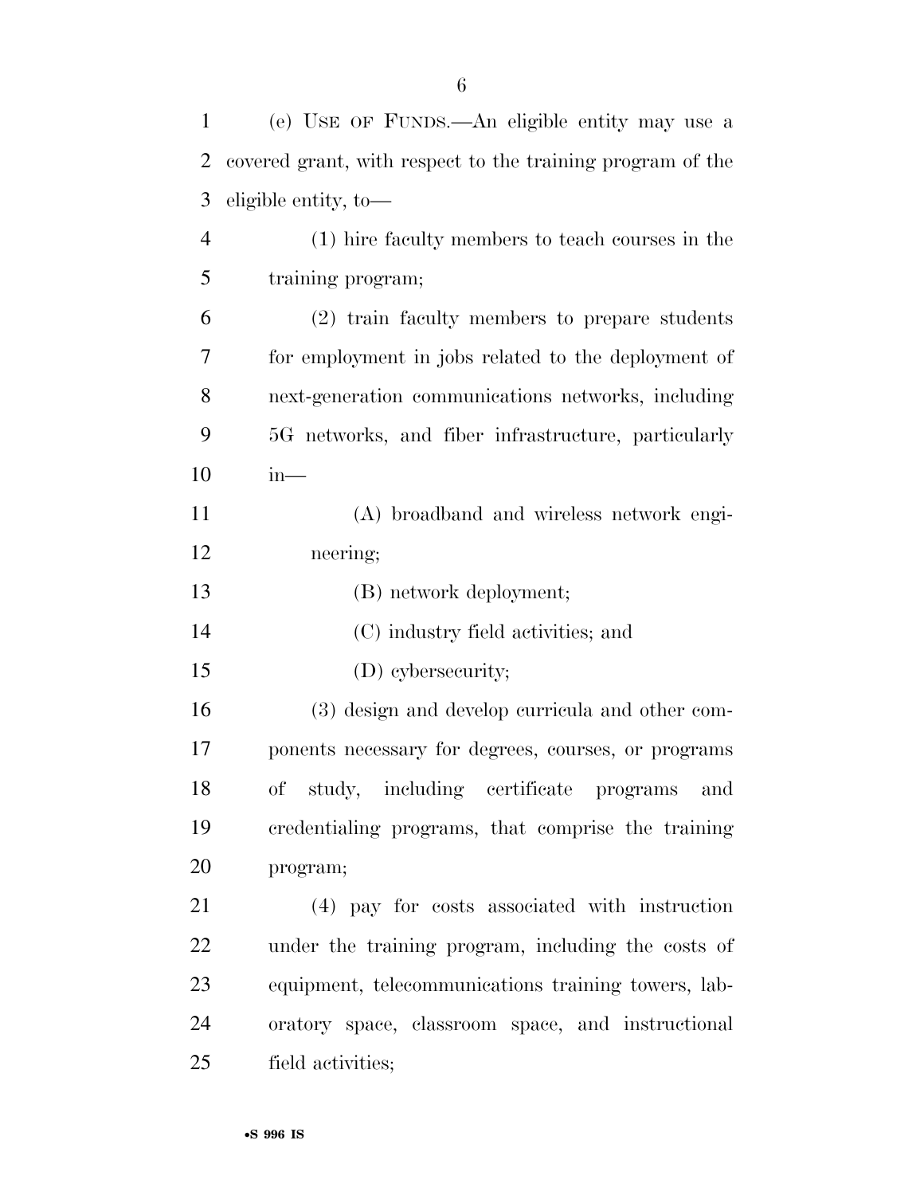(e) USE OF FUNDS.—An eligible entity may use a covered grant, with respect to the training program of the eligible entity, to—

(1) hire faculty members to teach courses in the training program;

(2) train faculty members to prepare students for employment in jobs related to the deployment of next-generation communications networks, including 5G networks, and fiber infrastructure, particularly in—

(A) broadband and wireless network engineering;

(B) network deployment;

(C) industry field activities; and

(D) cybersecurity;

(3) design and develop curricula and other components necessary for degrees, courses, or programs of study, including certificate programs and credentialing programs, that comprise the training program;

(4) pay for costs associated with instruction under the training program, including the costs of equipment, telecommunications training towers, laboratory space, classroom space, and instructional field activities;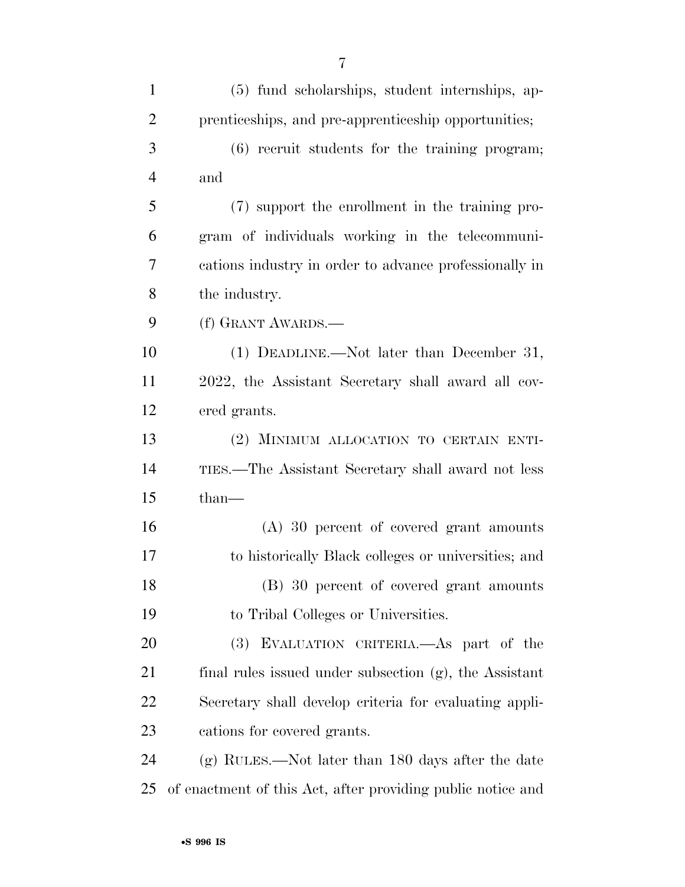(5) fund scholarships, student internships, apprenticeships, and pre-apprenticeship opportunities;

(6) recruit students for the training program; and

(7) support the enrollment in the training program of individuals working in the telecommunications industry in order to advance professionally in the industry.

(f) GRANT AWARDS.—

(1) DEADLINE.—Not later than December 31, 2022, the Assistant Secretary shall award all covered grants.

(2) MINIMUM ALLOCATION TO CERTAIN ENTITIES.—The Assistant Secretary shall award not less than—

(A) 30 percent of covered grant amounts to historically Black colleges or universities; and

(B) 30 percent of covered grant amounts to Tribal Colleges or Universities.

(3) EVALUATION CRITERIA.—As part of the final rules issued under subsection (g), the Assistant Secretary shall develop criteria for evaluating applications for covered grants.

(g) RULES.—Not later than 180 days after the date of enactment of this Act, after providing public notice and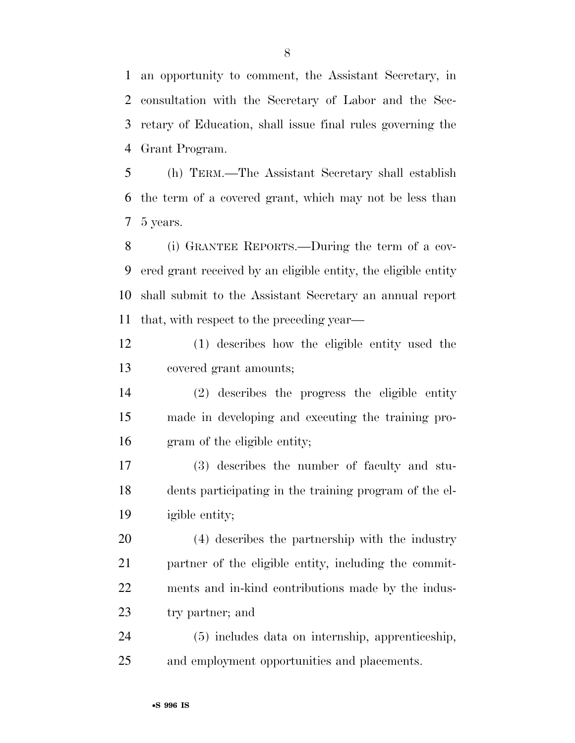an opportunity to comment, the Assistant Secretary, in consultation with the Secretary of Labor and the Secretary of Education, shall issue final rules governing the Grant Program.

(h) TERM.—The Assistant Secretary shall establish the term of a covered grant, which may not be less than 5 years.

(i) GRANTEE REPORTS.—During the term of a covered grant received by an eligible entity, the eligible entity shall submit to the Assistant Secretary an annual report that, with respect to the preceding year—

(1) describes how the eligible entity used the covered grant amounts;

(2) describes the progress the eligible entity made in developing and executing the training program of the eligible entity;

(3) describes the number of faculty and students participating in the training program of the eligible entity;

(4) describes the partnership with the industry partner of the eligible entity, including the commitments and in-kind contributions made by the industry partner; and

(5) includes data on internship, apprenticeship, and employment opportunities and placements.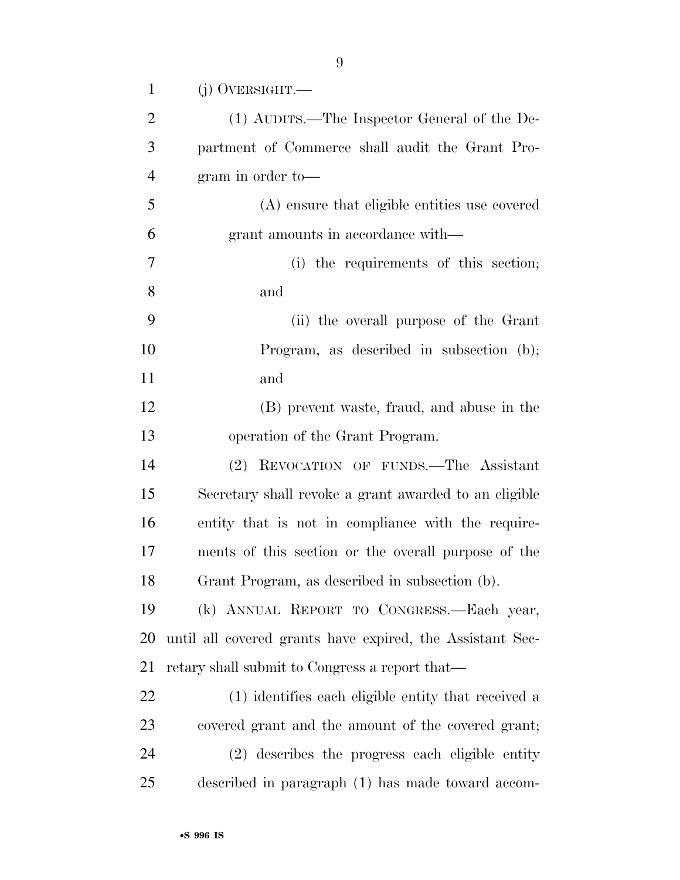(j) OVERSIGHT.—

(1) AUDITS.—The Inspector General of the Department of Commerce shall audit the Grant Program in order to—

(A) ensure that eligible entities use covered grant amounts in accordance with—

(i) the requirements of this section; and

(ii) the overall purpose of the Grant Program, as described in subsection (b); and

(B) prevent waste, fraud, and abuse in the operation of the Grant Program.

(2) REVOCATION OF FUNDS.—The Assistant Secretary shall revoke a grant awarded to an eligible entity that is not in compliance with the requirements of this section or the overall purpose of the Grant Program, as described in subsection (b).

(k) ANNUAL REPORT TO CONGRESS.—Each year, until all covered grants have expired, the Assistant Secretary shall submit to Congress a report that—

(1) identifies each eligible entity that received a covered grant and the amount of the covered grant;

(2) describes the progress each eligible entity described in paragraph (1) has made toward accom-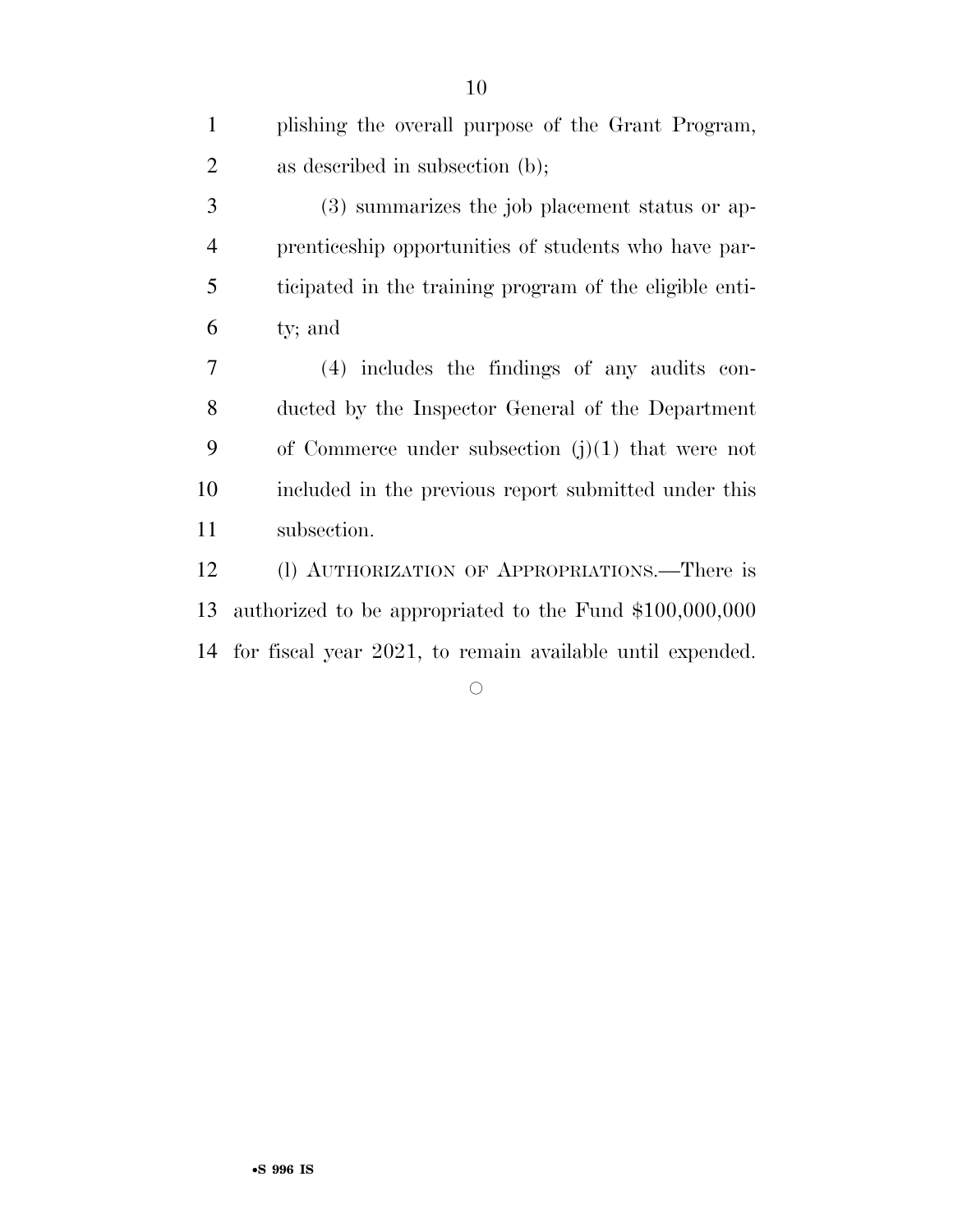plishing the overall purpose of the Grant Program, as described in subsection (b);

(3) summarizes the job placement status or apprenticeship opportunities of students who have participated in the training program of the eligible entity; and

(4) includes the findings of any audits conducted by the Inspector General of the Department of Commerce under subsection (j)(1) that were not included in the previous report submitted under this subsection.

(l) AUTHORIZATION OF APPROPRIATIONS.—There is authorized to be appropriated to the Fund $100,000,000 for fiscal year 2021, to remain available until expended.

○